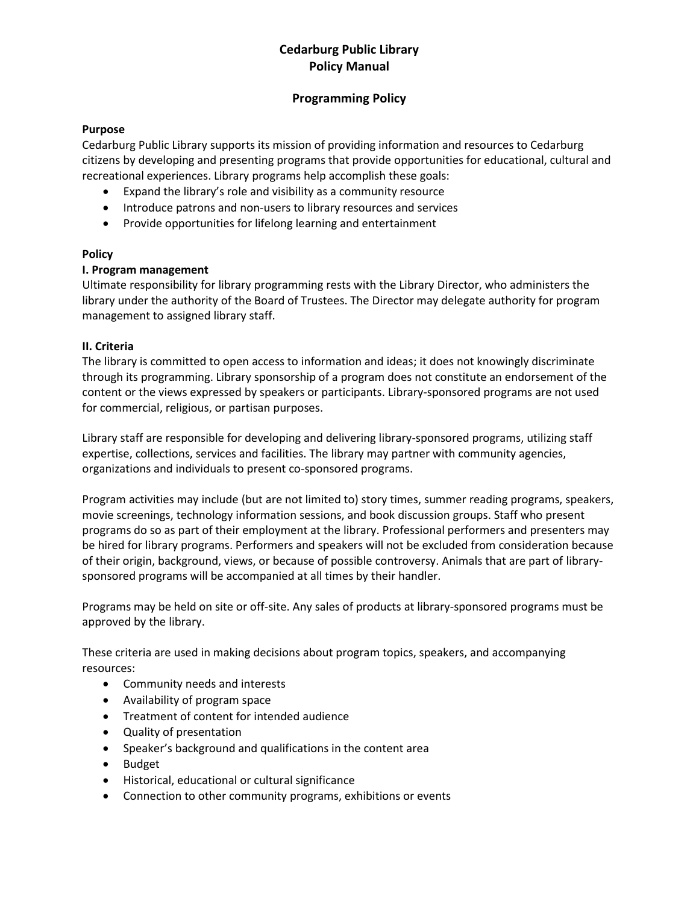# Cedarburg Public Library
# Policy Manual

## Programming Policy

**Purpose**

Cedarburg Public Library supports its mission of providing information and resources to Cedarburg citizens by developing and presenting programs that provide opportunities for educational, cultural and recreational experiences. Library programs help accomplish these goals:

- Expand the library's role and visibility as a community resource
- Introduce patrons and non-users to library resources and services
- Provide opportunities for lifelong learning and entertainment

**Policy**

**I. Program management**

Ultimate responsibility for library programming rests with the Library Director, who administers the library under the authority of the Board of Trustees. The Director may delegate authority for program management to assigned library staff.

**II. Criteria**

The library is committed to open access to information and ideas; it does not knowingly discriminate through its programming. Library sponsorship of a program does not constitute an endorsement of the content or the views expressed by speakers or participants. Library-sponsored programs are not used for commercial, religious, or partisan purposes.

Library staff are responsible for developing and delivering library-sponsored programs, utilizing staff expertise, collections, services and facilities. The library may partner with community agencies, organizations and individuals to present co-sponsored programs.

Program activities may include (but are not limited to) story times, summer reading programs, speakers, movie screenings, technology information sessions, and book discussion groups. Staff who present programs do so as part of their employment at the library. Professional performers and presenters may be hired for library programs. Performers and speakers will not be excluded from consideration because of their origin, background, views, or because of possible controversy. Animals that are part of library-sponsored programs will be accompanied at all times by their handler.

Programs may be held on site or off-site. Any sales of products at library-sponsored programs must be approved by the library.

These criteria are used in making decisions about program topics, speakers, and accompanying resources:

- Community needs and interests
- Availability of program space
- Treatment of content for intended audience
- Quality of presentation
- Speaker's background and qualifications in the content area
- Budget
- Historical, educational or cultural significance
- Connection to other community programs, exhibitions or events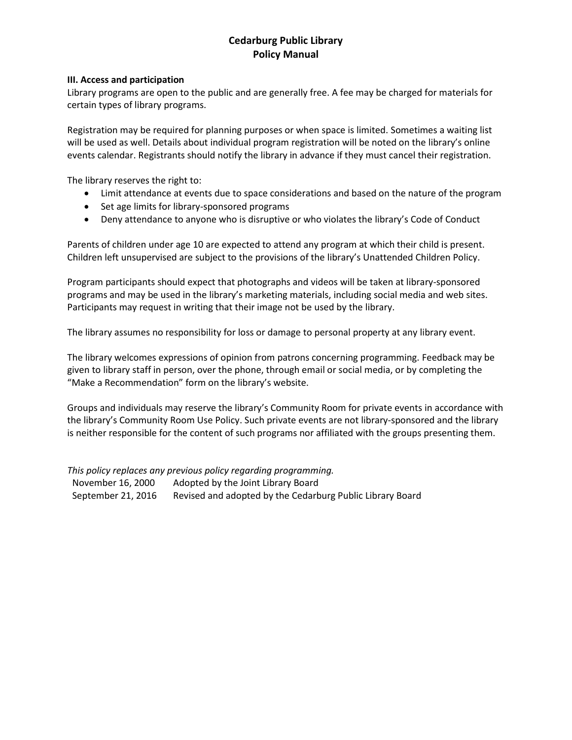# Cedarburg Public Library
# Policy Manual

### III. Access and participation

Library programs are open to the public and are generally free. A fee may be charged for materials for certain types of library programs.

Registration may be required for planning purposes or when space is limited. Sometimes a waiting list will be used as well. Details about individual program registration will be noted on the library's online events calendar. Registrants should notify the library in advance if they must cancel their registration.

The library reserves the right to:

- Limit attendance at events due to space considerations and based on the nature of the program
- Set age limits for library-sponsored programs
- Deny attendance to anyone who is disruptive or who violates the library's Code of Conduct

Parents of children under age 10 are expected to attend any program at which their child is present. Children left unsupervised are subject to the provisions of the library's Unattended Children Policy.

Program participants should expect that photographs and videos will be taken at library-sponsored programs and may be used in the library's marketing materials, including social media and web sites. Participants may request in writing that their image not be used by the library.

The library assumes no responsibility for loss or damage to personal property at any library event.

The library welcomes expressions of opinion from patrons concerning programming. Feedback may be given to library staff in person, over the phone, through email or social media, or by completing the "Make a Recommendation" form on the library's website.

Groups and individuals may reserve the library's Community Room for private events in accordance with the library's Community Room Use Policy. Such private events are not library-sponsored and the library is neither responsible for the content of such programs nor affiliated with the groups presenting them.

*This policy replaces any previous policy regarding programming.*

| | |
|---|---|
| November 16, 2000 | Adopted by the Joint Library Board |
| September 21, 2016 | Revised and adopted by the Cedarburg Public Library Board |